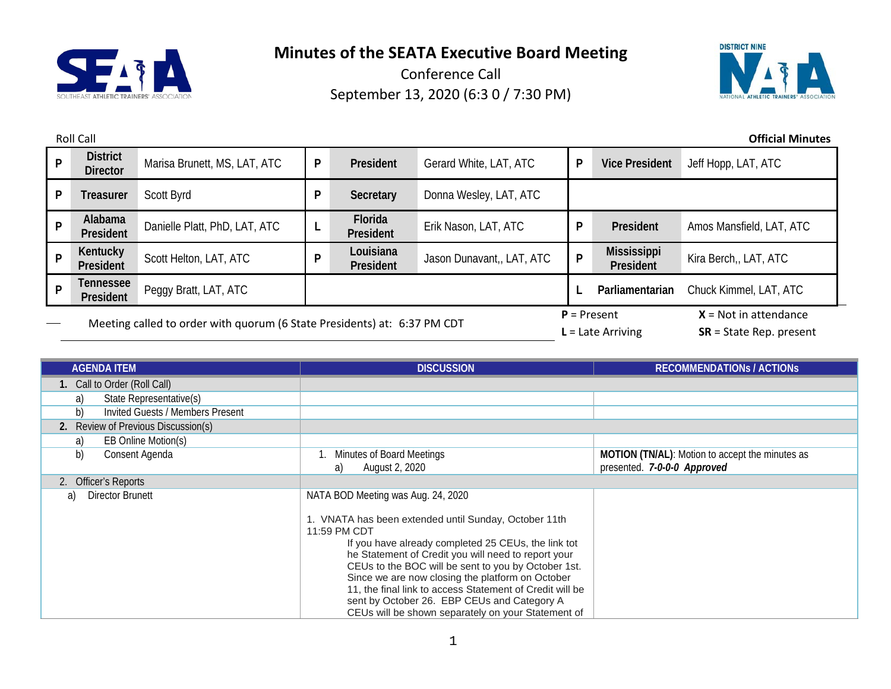# Minutes of the SEATA Executive Board Meeting

Conference Call

September 13, 2020 (6:3 0 / 7:30 PM)

Roll Call

**Official Minutes**

| P | District Director | Marisa Brunett, MS, LAT, ATC | P | President | Gerard White, LAT, ATC | P | Vice President | Jeff Hopp, LAT, ATC |
|---|---|---|---|---|---|---|---|---|
| P | Treasurer | Scott Byrd | P | Secretary | Donna Wesley, LAT, ATC | | | |
| P | Alabama President | Danielle Platt, PhD, LAT, ATC | L | Florida President | Erik Nason, LAT, ATC | P | President | Amos Mansfield, LAT, ATC |
| P | Kentucky President | Scott Helton, LAT, ATC | P | Louisiana President | Jason Dunavant,, LAT, ATC | P | Mississippi President | Kira Berch,, LAT, ATC |
| P | Tennessee President | Peggy Bratt, LAT, ATC | | | | L | Parliamentarian | Chuck Kimmel, LAT, ATC |

Meeting called to order with quorum (6 State Presidents) at: 6:37 PM CDT

**P** = Present **X** = Not in attendance

**L** = Late Arriving **SR** = State Rep. present

| AGENDA ITEM | DISCUSSION | RECOMMENDATIONs / ACTIONs |
|---|---|---|
| **1.** Call to Order (Roll Call) | | |
| a) State Representative(s) | | |
| b) Invited Guests / Members Present | | |
| **2.** Review of Previous Discussion(s) | | |
| a) EB Online Motion(s) | | |
| b) Consent Agenda | 1. Minutes of Board Meetings<br>a) August 2, 2020 | **MOTION (TN/AL)**: Motion to accept the minutes as presented. ***7-0-0-0 Approved*** |
| 2. Officer's Reports | | |
| a) Director Brunett | NATA BOD Meeting was Aug. 24, 2020<br><br>1. VNATA has been extended until Sunday, October 11th 11:59 PM CDT<br>If you have already completed 25 CEUs, the link tot he Statement of Credit you will need to report your CEUs to the BOC will be sent to you by October 1st. Since we are now closing the platform on October 11, the final link to access Statement of Credit will be sent by October 26. EBP CEUs and Category A CEUs will be shown separately on your Statement of | |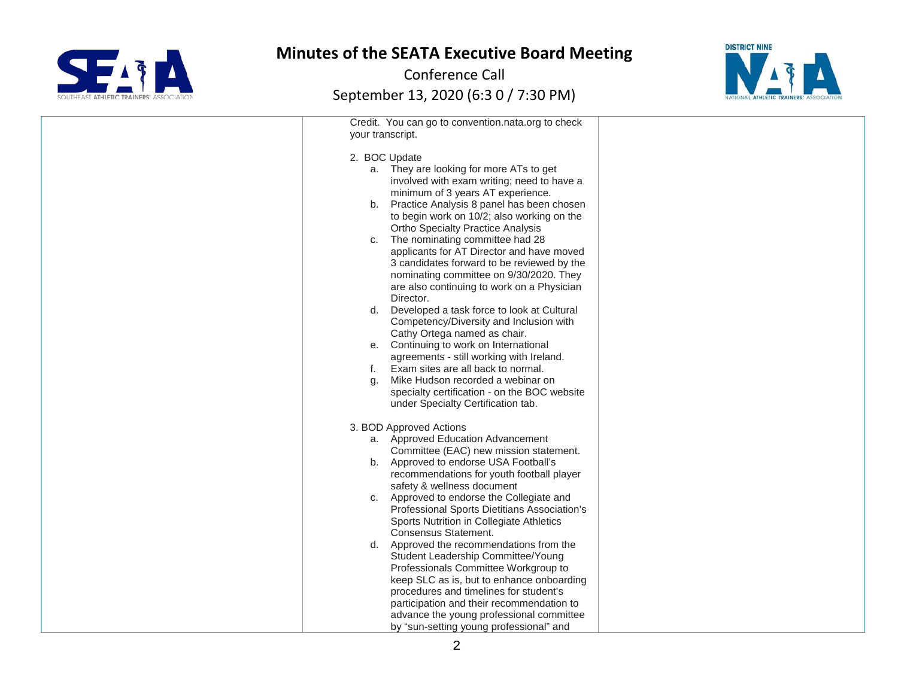| | | |
|---|---|---|
| | Credit. You can go to convention.nata.org to check your transcript.<br><br>2. BOC Update<br>a. They are looking for more ATs to get involved with exam writing; need to have a minimum of 3 years AT experience.<br>b. Practice Analysis 8 panel has been chosen to begin work on 10/2; also working on the Ortho Specialty Practice Analysis<br>c. The nominating committee had 28 applicants for AT Director and have moved 3 candidates forward to be reviewed by the nominating committee on 9/30/2020. They are also continuing to work on a Physician Director.<br>d. Developed a task force to look at Cultural Competency/Diversity and Inclusion with Cathy Ortega named as chair.<br>e. Continuing to work on International agreements - still working with Ireland.<br>f. Exam sites are all back to normal.<br>g. Mike Hudson recorded a webinar on specialty certification - on the BOC website under Specialty Certification tab.<br><br>3. BOD Approved Actions<br>a. Approved Education Advancement Committee (EAC) new mission statement.<br>b. Approved to endorse USA Football's recommendations for youth football player safety & wellness document<br>c. Approved to endorse the Collegiate and Professional Sports Dietitians Association's Sports Nutrition in Collegiate Athletics Consensus Statement.<br>d. Approved the recommendations from the Student Leadership Committee/Young Professionals Committee Workgroup to keep SLC as is, but to enhance onboarding procedures and timelines for student's participation and their recommendation to advance the young professional committee by "sun-setting young professional" and | |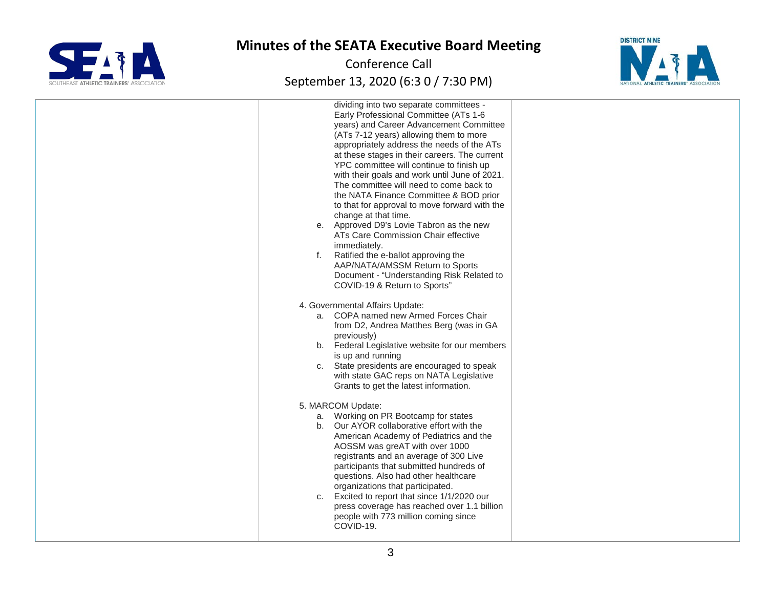| | | |
|---|---|---|
| | dividing into two separate committees - Early Professional Committee (ATs 1-6 years) and Career Advancement Committee (ATs 7-12 years) allowing them to more appropriately address the needs of the ATs at these stages in their careers. The current YPC committee will continue to finish up with their goals and work until June of 2021. The committee will need to come back to the NATA Finance Committee & BOD prior to that for approval to move forward with the change at that time.<br>e. Approved D9's Lovie Tabron as the new ATs Care Commission Chair effective immediately.<br>f. Ratified the e-ballot approving the AAP/NATA/AMSSM Return to Sports Document - "Understanding Risk Related to COVID-19 & Return to Sports"<br><br>4. Governmental Affairs Update:<br>a. COPA named new Armed Forces Chair from D2, Andrea Matthes Berg (was in GA previously)<br>b. Federal Legislative website for our members is up and running<br>c. State presidents are encouraged to speak with state GAC reps on NATA Legislative Grants to get the latest information.<br><br>5. MARCOM Update:<br>a. Working on PR Bootcamp for states<br>b. Our AYOR collaborative effort with the American Academy of Pediatrics and the AOSSM was greAT with over 1000 registrants and an average of 300 Live participants that submitted hundreds of questions. Also had other healthcare organizations that participated.<br>c. Excited to report that since 1/1/2020 our press coverage has reached over 1.1 billion people with 773 million coming since COVID-19. | |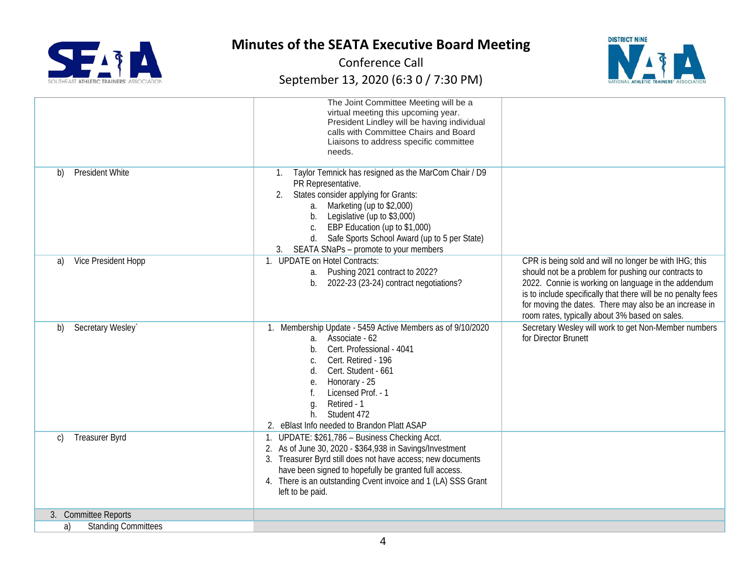| | | |
|---|---|---|
| | The Joint Committee Meeting will be a virtual meeting this upcoming year. President Lindley will be having individual calls with Committee Chairs and Board Liaisons to address specific committee needs. | |
| b) President White | 1. Taylor Temnick has resigned as the MarCom Chair / D9 PR Representative.<br>2. States consider applying for Grants:<br>a. Marketing (up to $2,000)<br>b. Legislative (up to $3,000)<br>c. EBP Education (up to $1,000)<br>d. Safe Sports School Award (up to 5 per State)<br>3. SEATA SNaPs – promote to your members | |
| a) Vice President Hopp | 1. UPDATE on Hotel Contracts:<br>a. Pushing 2021 contract to 2022?<br>b. 2022-23 (23-24) contract negotiations? | CPR is being sold and will no longer be with IHG; this should not be a problem for pushing our contracts to 2022. Connie is working on language in the addendum is to include specifically that there will be no penalty fees for moving the dates. There may also be an increase in room rates, typically about 3% based on sales. |
| b) Secretary Wesley` | 1. Membership Update - 5459 Active Members as of 9/10/2020<br>a. Associate - 62<br>b. Cert. Professional - 4041<br>c. Cert. Retired - 196<br>d. Cert. Student - 661<br>e. Honorary - 25<br>f. Licensed Prof. - 1<br>g. Retired - 1<br>h. Student 472<br>2. eBlast Info needed to Brandon Platt ASAP | Secretary Wesley will work to get Non-Member numbers for Director Brunett |
| c) Treasurer Byrd | 1. UPDATE: $261,786 – Business Checking Acct.<br>2. As of June 30, 2020 - $364,938 in Savings/Investment<br>3. Treasurer Byrd still does not have access; new documents have been signed to hopefully be granted full access.<br>4. There is an outstanding Cvent invoice and 1 (LA) SSS Grant left to be paid. | |
| 3. Committee Reports | | |
| a) Standing Committees | | |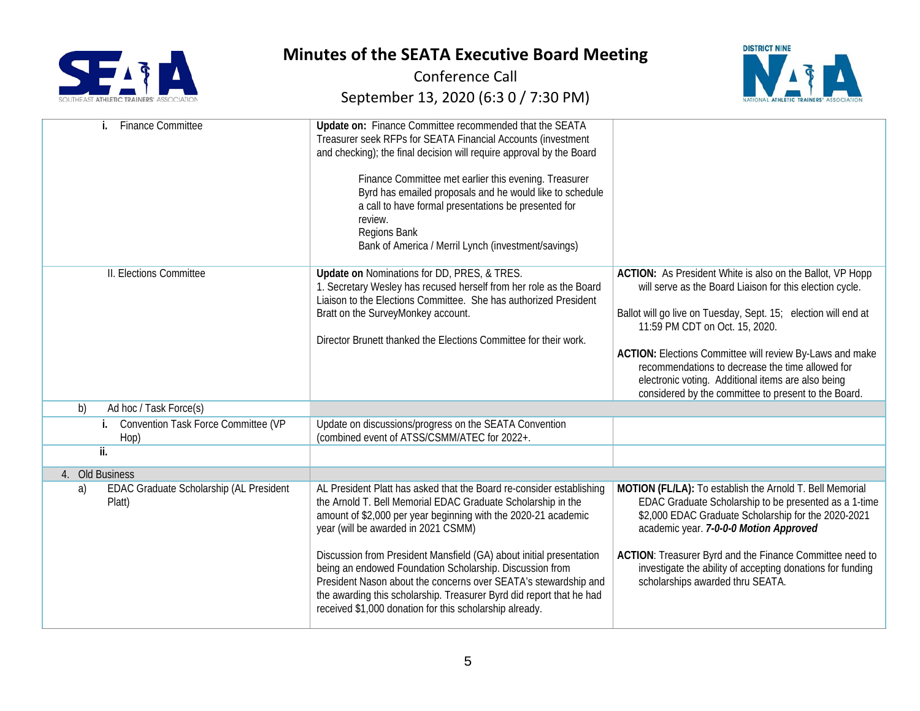| | | |
|---|---|---|
| **i.** Finance Committee | **Update on:** Finance Committee recommended that the SEATA Treasurer seek RFPs for SEATA Financial Accounts (investment and checking); the final decision will require approval by the Board<br><br>Finance Committee met earlier this evening. Treasurer Byrd has emailed proposals and he would like to schedule a call to have formal presentations be presented for review.<br>Regions Bank<br>Bank of America / Merril Lynch (investment/savings) | |
| II. Elections Committee | **Update on** Nominations for DD, PRES, & TRES.<br>1. Secretary Wesley has recused herself from her role as the Board Liaison to the Elections Committee. She has authorized President Bratt on the SurveyMonkey account.<br><br>Director Brunett thanked the Elections Committee for their work. | **ACTION:** As President White is also on the Ballot, VP Hopp will serve as the Board Liaison for this election cycle.<br><br>Ballot will go live on Tuesday, Sept. 15; election will end at 11:59 PM CDT on Oct. 15, 2020.<br><br>**ACTION:** Elections Committee will review By-Laws and make recommendations to decrease the time allowed for electronic voting. Additional items are also being considered by the committee to present to the Board. |
| b) Ad hoc / Task Force(s) | | |
| **i.** Convention Task Force Committee (VP Hop) | Update on discussions/progress on the SEATA Convention (combined event of ATSS/CSMM/ATEC for 2022+. | |
| **ii.** | | |
| 4. Old Business | | |
| a) EDAC Graduate Scholarship (AL President Platt) | AL President Platt has asked that the Board re-consider establishing the Arnold T. Bell Memorial EDAC Graduate Scholarship in the amount of $2,000 per year beginning with the 2020-21 academic year (will be awarded in 2021 CSMM)<br><br>Discussion from President Mansfield (GA) about initial presentation being an endowed Foundation Scholarship. Discussion from President Nason about the concerns over SEATA's stewardship and the awarding this scholarship. Treasurer Byrd did report that he had received $1,000 donation for this scholarship already. | **MOTION (FL/LA):** To establish the Arnold T. Bell Memorial EDAC Graduate Scholarship to be presented as a 1-time $2,000 EDAC Graduate Scholarship for the 2020-2021 academic year. ***7-0-0-0 Motion Approved***<br><br>**ACTION**: Treasurer Byrd and the Finance Committee need to investigate the ability of accepting donations for funding scholarships awarded thru SEATA. |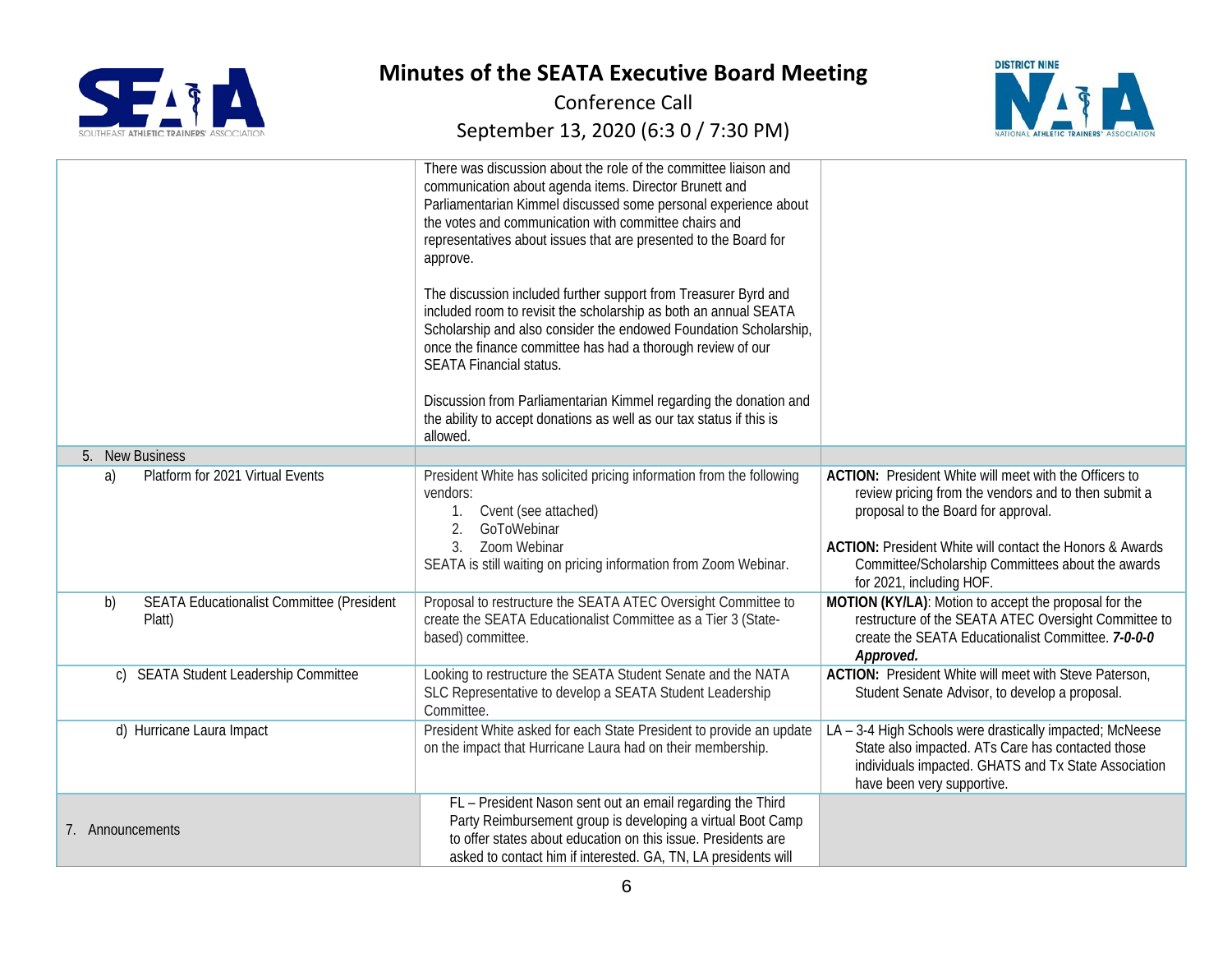# Minutes of the SEATA Executive Board Meeting

Conference Call

September 13, 2020 (6:3 0 / 7:30 PM)

| | | |
|---|---|---|
| | There was discussion about the role of the committee liaison and communication about agenda items. Director Brunett and Parliamentarian Kimmel discussed some personal experience about the votes and communication with committee chairs and representatives about issues that are presented to the Board for approve.<br><br>The discussion included further support from Treasurer Byrd and included room to revisit the scholarship as both an annual SEATA Scholarship and also consider the endowed Foundation Scholarship, once the finance committee has had a thorough review of our SEATA Financial status.<br><br>Discussion from Parliamentarian Kimmel regarding the donation and the ability to accept donations as well as our tax status if this is allowed. | |
| 5. New Business | | |
| a) Platform for 2021 Virtual Events | President White has solicited pricing information from the following vendors:<br>1. Cvent (see attached)<br>2. GoToWebinar<br>3. Zoom Webinar<br>SEATA is still waiting on pricing information from Zoom Webinar. | **ACTION:** President White will meet with the Officers to review pricing from the vendors and to then submit a proposal to the Board for approval.<br><br>**ACTION:** President White will contact the Honors & Awards Committee/Scholarship Committees about the awards for 2021, including HOF. |
| b) SEATA Educationalist Committee (President Platt) | Proposal to restructure the SEATA ATEC Oversight Committee to create the SEATA Educationalist Committee as a Tier 3 (State-based) committee. | **MOTION (KY/LA)**: Motion to accept the proposal for the restructure of the SEATA ATEC Oversight Committee to create the SEATA Educationalist Committee. ***7-0-0-0 Approved.*** |
| c) SEATA Student Leadership Committee | Looking to restructure the SEATA Student Senate and the NATA SLC Representative to develop a SEATA Student Leadership Committee. | **ACTION:** President White will meet with Steve Paterson, Student Senate Advisor, to develop a proposal. |
| d) Hurricane Laura Impact | President White asked for each State President to provide an update on the impact that Hurricane Laura had on their membership. | LA – 3-4 High Schools were drastically impacted; McNeese State also impacted. ATs Care has contacted those individuals impacted. GHATS and Tx State Association have been very supportive. |
| 7. Announcements | FL – President Nason sent out an email regarding the Third Party Reimbursement group is developing a virtual Boot Camp to offer states about education on this issue. Presidents are asked to contact him if interested. GA, TN, LA presidents will | |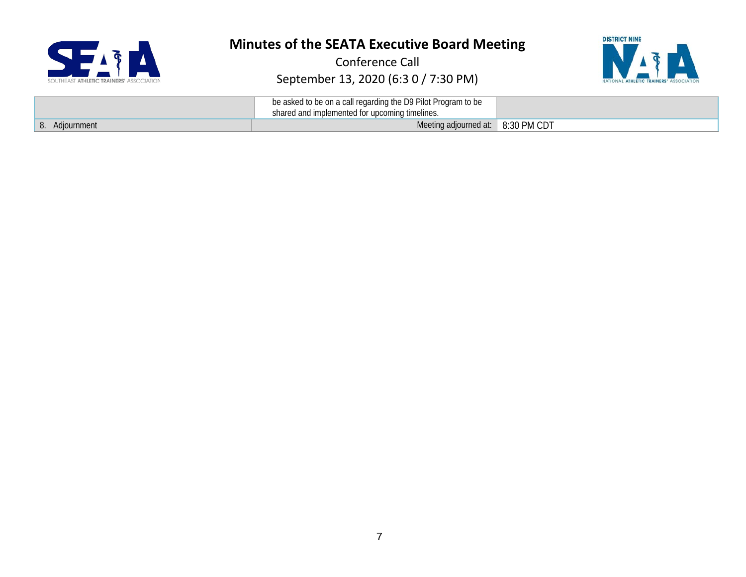|  | be asked to be on a call regarding the D9 Pilot Program to be shared and implemented for upcoming timelines. |  |
|---|---|---|
| 8. Adjournment | Meeting adjourned at: | 8:30 PM CDT |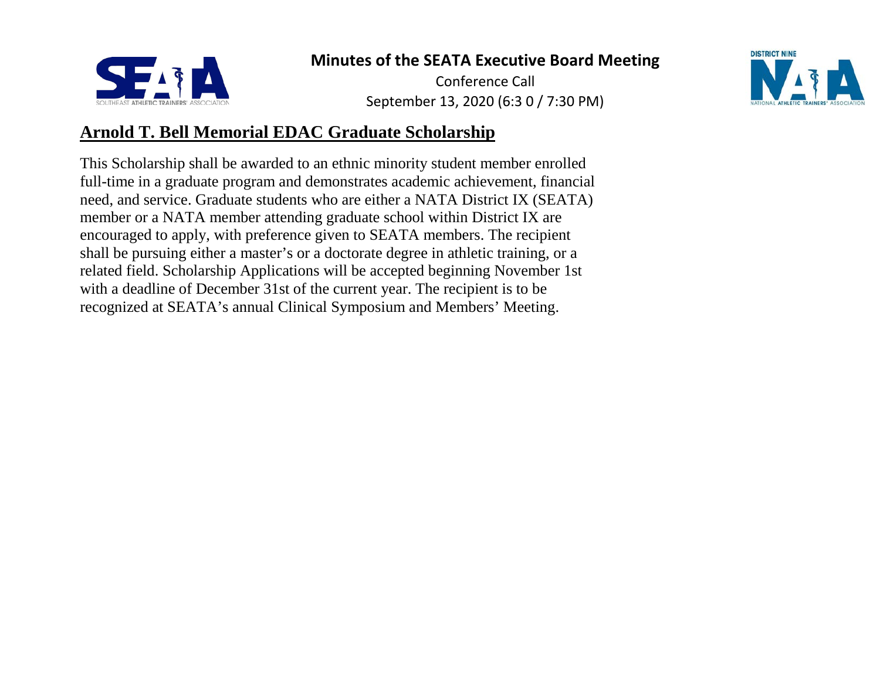## Arnold T. Bell Memorial EDAC Graduate Scholarship

This Scholarship shall be awarded to an ethnic minority student member enrolled full-time in a graduate program and demonstrates academic achievement, financial need, and service. Graduate students who are either a NATA District IX (SEATA) member or a NATA member attending graduate school within District IX are encouraged to apply, with preference given to SEATA members. The recipient shall be pursuing either a master's or a doctorate degree in athletic training, or a related field. Scholarship Applications will be accepted beginning November 1st with a deadline of December 31st of the current year. The recipient is to be recognized at SEATA's annual Clinical Symposium and Members' Meeting.